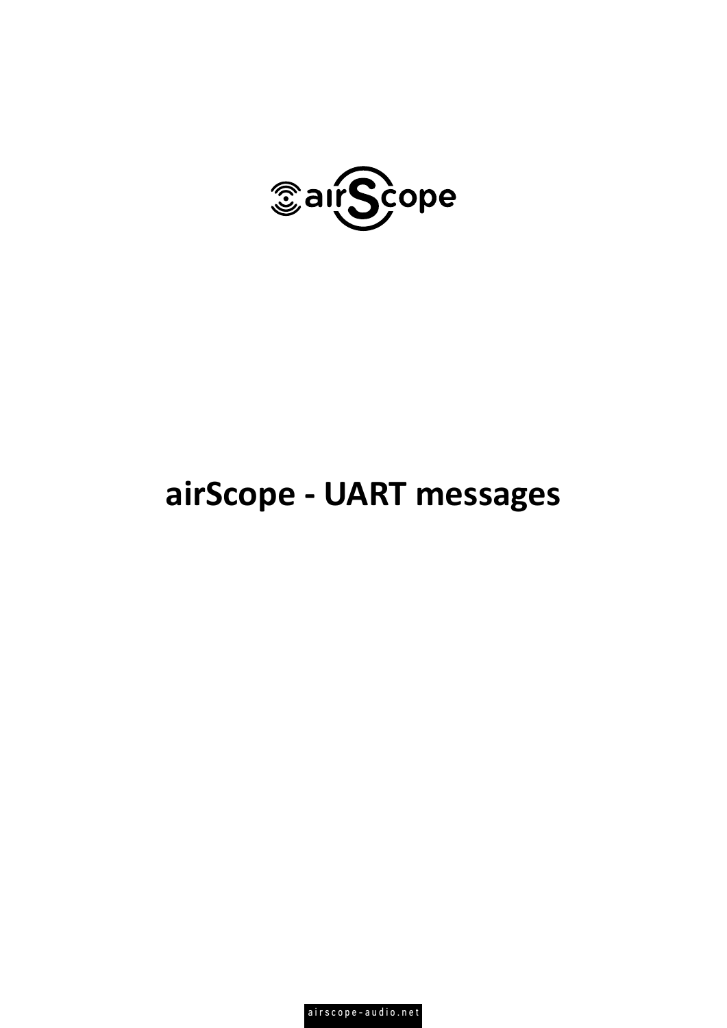# airScope - UART messages

airscope-audio.net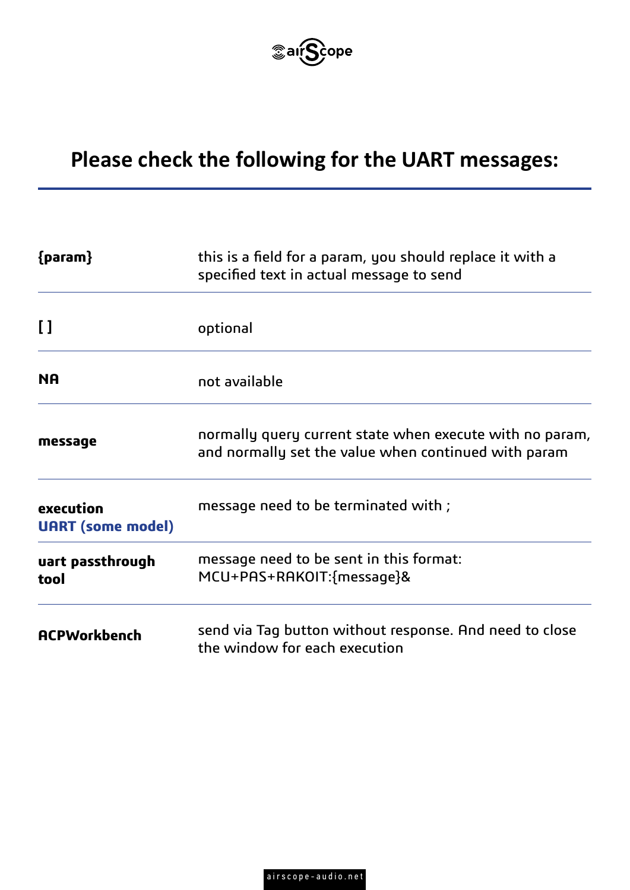# Please check the following for the UART messages:

| | |
|---|---|
| **{param}** | this is a field for a param, you should replace it with a specified text in actual message to send |
| **[ ]** | optional |
| **NA** | not available |
| **message** | normally query current state when execute with no param, and normally set the value when continued with param |
| **execution UART (some model)** | message need to be terminated with ; |
| **uart passthrough tool** | message need to be sent in this format: MCU+PAS+RAKOIT:{message}& |
| **ACPWorkbench** | send via Tag button without response. And need to close the window for each execution |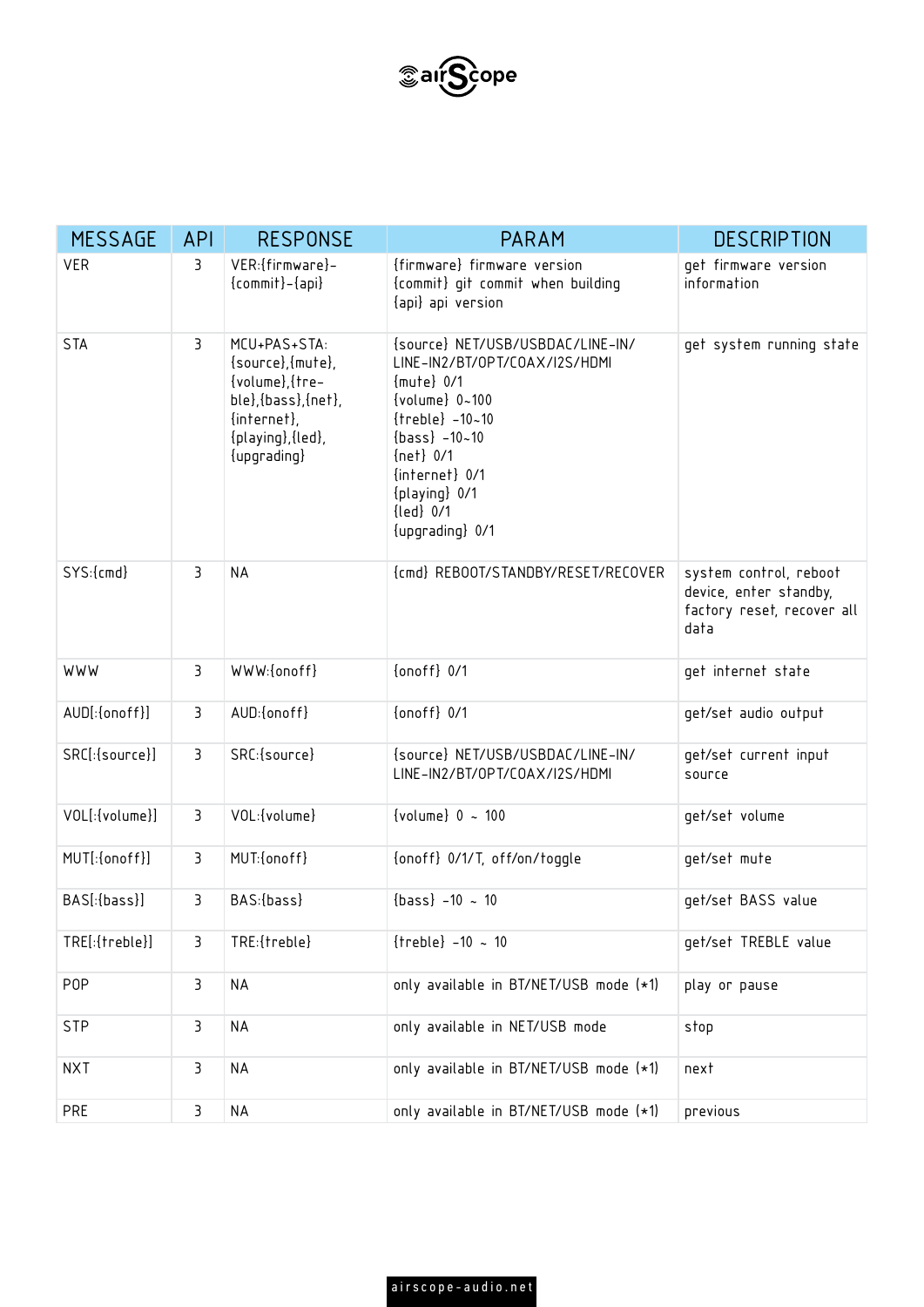| MESSAGE | API | RESPONSE | PARAM | DESCRIPTION |
|---|---|---|---|---|
| VER | 3 | VER:{firmware}-{commit}-{api} | {firmware} firmware version<br>{commit} git commit when building<br>{api} api version | get firmware version information |
| STA | 3 | MCU+PAS+STA:{source},{mute},{volume},{tre-ble},{bass},{net},{internet},{playing},{led},{upgrading} | {source} NET/USB/USBDAC/LINE-IN/LINE-IN2/BT/OPT/COAX/I2S/HDMI<br>{mute} 0/1<br>{volume} 0~100<br>{treble} -10~10<br>{bass} -10~10<br>{net} 0/1<br>{internet} 0/1<br>{playing} 0/1<br>{led} 0/1<br>{upgrading} 0/1 | get system running state |
| SYS:{cmd} | 3 | NA | {cmd} REBOOT/STANDBY/RESET/RECOVER | system control, reboot device, enter standby, factory reset, recover all data |
| WWW | 3 | WWW:{onoff} | {onoff} 0/1 | get internet state |
| AUD[:{onoff}] | 3 | AUD:{onoff} | {onoff} 0/1 | get/set audio output |
| SRC[:{source}] | 3 | SRC:{source} | {source} NET/USB/USBDAC/LINE-IN/LINE-IN2/BT/OPT/COAX/I2S/HDMI | get/set current input source |
| VOL[:{volume}] | 3 | VOL:{volume} | {volume} 0 ~ 100 | get/set volume |
| MUT[:{onoff}] | 3 | MUT:{onoff} | {onoff} 0/1/T, off/on/toggle | get/set mute |
| BAS[:{bass}] | 3 | BAS:{bass} | {bass} -10 ~ 10 | get/set BASS value |
| TRE[:{treble}] | 3 | TRE:{treble} | {treble} -10 ~ 10 | get/set TREBLE value |
| POP | 3 | NA | only available in BT/NET/USB mode (*1) | play or pause |
| STP | 3 | NA | only available in NET/USB mode | stop |
| NXT | 3 | NA | only available in BT/NET/USB mode (*1) | next |
| PRE | 3 | NA | only available in BT/NET/USB mode (*1) | previous |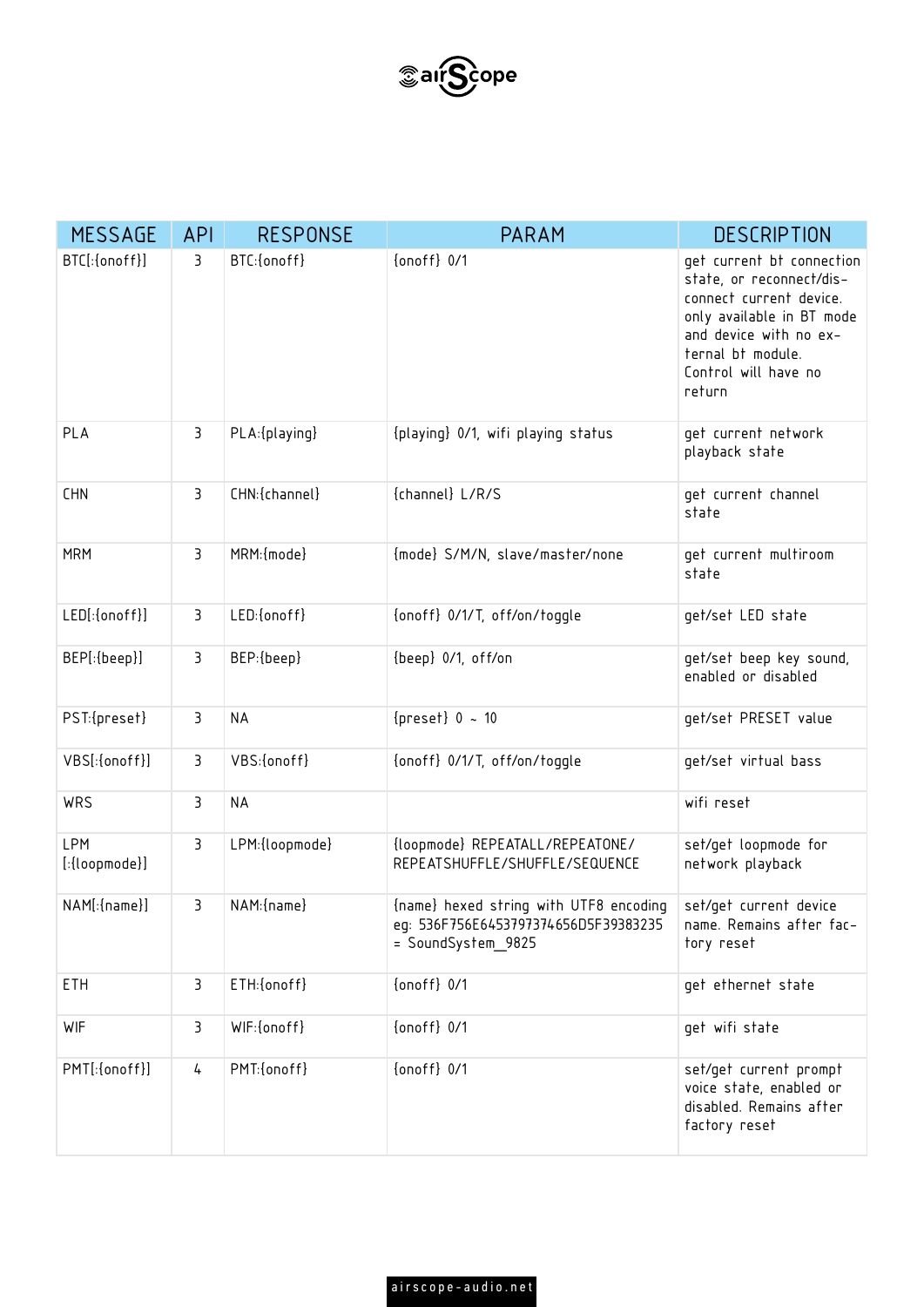| MESSAGE | API | RESPONSE | PARAM | DESCRIPTION |
|---|---|---|---|---|
| BTC[:{onoff}] | 3 | BTC:{onoff} | {onoff} 0/1 | get current bt connection state, or reconnect/disconnect current device. only available in BT mode and device with no external bt module. Control will have no return |
| PLA | 3 | PLA:{playing} | {playing} 0/1, wifi playing status | get current network playback state |
| CHN | 3 | CHN:{channel} | {channel} L/R/S | get current channel state |
| MRM | 3 | MRM:{mode} | {mode} S/M/N, slave/master/none | get current multiroom state |
| LED[:{onoff}] | 3 | LED:{onoff} | {onoff} 0/1/T, off/on/toggle | get/set LED state |
| BEP[:{beep}] | 3 | BEP:{beep} | {beep} 0/1, off/on | get/set beep key sound, enabled or disabled |
| PST:{preset} | 3 | NA | {preset} 0 ~ 10 | get/set PRESET value |
| VBS[:{onoff}] | 3 | VBS:{onoff} | {onoff} 0/1/T, off/on/toggle | get/set virtual bass |
| WRS | 3 | NA | | wifi reset |
| LPM [:{loopmode}] | 3 | LPM:{loopmode} | {loopmode} REPEATALL/REPEATONE/ REPEATSHUFFLE/SHUFFLE/SEQUENCE | set/get loopmode for network playback |
| NAM[:{name}] | 3 | NAM:{name} | {name} hexed string with UTF8 encoding eg: 536F756E6453797374656D5F39383235 = SoundSystem_9825 | set/get current device name. Remains after factory reset |
| ETH | 3 | ETH:{onoff} | {onoff} 0/1 | get ethernet state |
| WIF | 3 | WIF:{onoff} | {onoff} 0/1 | get wifi state |
| PMT[:{onoff}] | 4 | PMT:{onoff} | {onoff} 0/1 | set/get current prompt voice state, enabled or disabled. Remains after factory reset |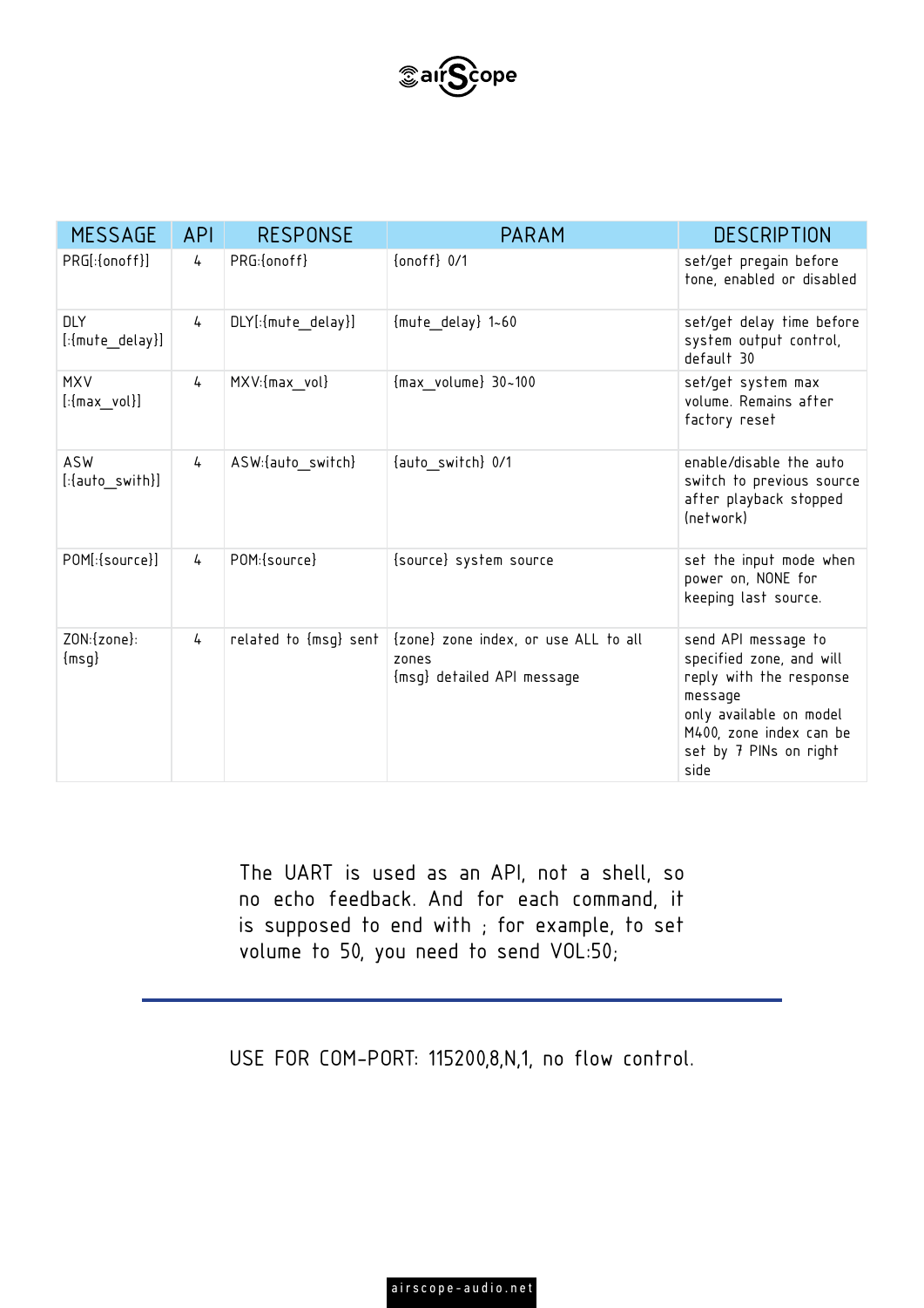| MESSAGE | API | RESPONSE | PARAM | DESCRIPTION |
| --- | --- | --- | --- | --- |
| PRG[:{onoff}] | 4 | PRG:{onoff} | {onoff} 0/1 | set/get pregain before tone, enabled or disabled |
| DLY [:{mute_delay}] | 4 | DLY[:{mute_delay}] | {mute_delay} 1~60 | set/get delay time before system output control, default 30 |
| MXV [:{max_vol}] | 4 | MXV:{max_vol} | {max_volume} 30~100 | set/get system max volume. Remains after factory reset |
| ASW [:{auto_swith}] | 4 | ASW:{auto_switch} | {auto_switch} 0/1 | enable/disable the auto switch to previous source after playback stopped (network) |
| POM[:{source}] | 4 | POM:{source} | {source} system source | set the input mode when power on, NONE for keeping last source. |
| ZON:{zone}:{msg} | 4 | related to {msg} sent | {zone} zone index, or use ALL to all zones<br>{msg} detailed API message | send API message to specified zone, and will reply with the response message<br>only available on model M400, zone index can be set by 7 PINs on right side |

The UART is used as an API, not a shell, so no echo feedback. And for each command, it is supposed to end with ; for example, to set volume to 50, you need to send VOL:50;

---

USE FOR COM-PORT: 115200,8,N,1, no flow control.

airscope-audio.net